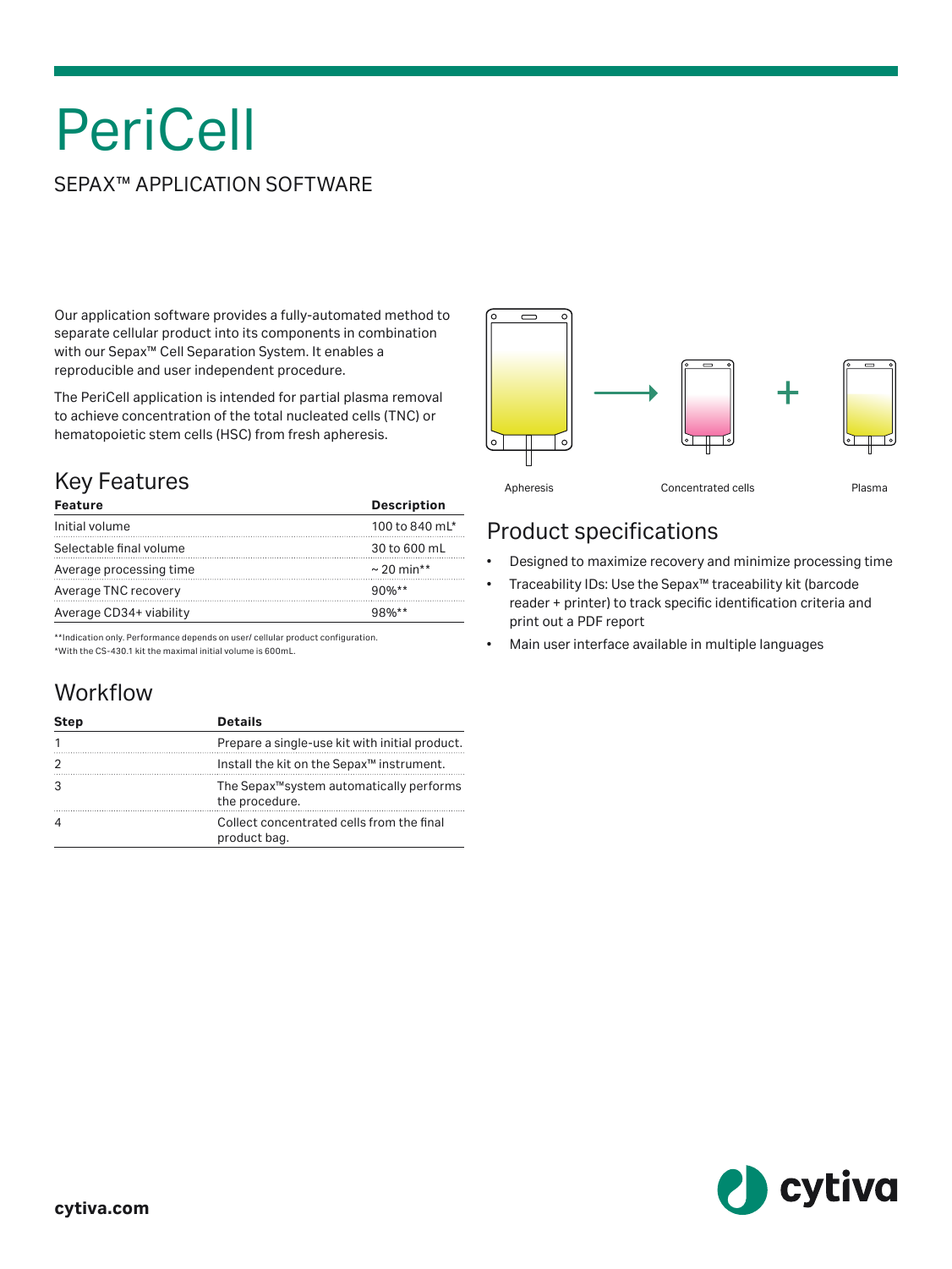# PeriCell

## SEPAX™ APPLICATION SOFTWARE

Our application software provides a fully-automated method to separate cellular product into its components in combination with our Sepax™ Cell Separation System. It enables a reproducible and user independent procedure.

The PeriCell application is intended for partial plasma removal to achieve concentration of the total nucleated cells (TNC) or hematopoietic stem cells (HSC) from fresh apheresis.

Apheresis → Concentrated cells + Plasma

## Key Features

| Feature | Description |
|---|---|
| Initial volume | 100 to 840 mL* |
| Selectable final volume | 30 to 600 mL |
| Average processing time | ~ 20 min** |
| Average TNC recovery | 90%** |
| Average CD34+ viability | 98%** |

**Indication only. Performance depends on user/ cellular product configuration.
*With the CS-430.1 kit the maximal initial volume is 600mL.

## Workflow

| Step | Details |
|---|---|
| 1 | Prepare a single-use kit with initial product. |
| 2 | Install the kit on the Sepax™ instrument. |
| 3 | The Sepax™system automatically performs the procedure. |
| 4 | Collect concentrated cells from the final product bag. |

## Product specifications

- Designed to maximize recovery and minimize processing time
- Traceability IDs: Use the Sepax™ traceability kit (barcode reader + printer) to track specific identification criteria and print out a PDF report
- Main user interface available in multiple languages

cytiva.com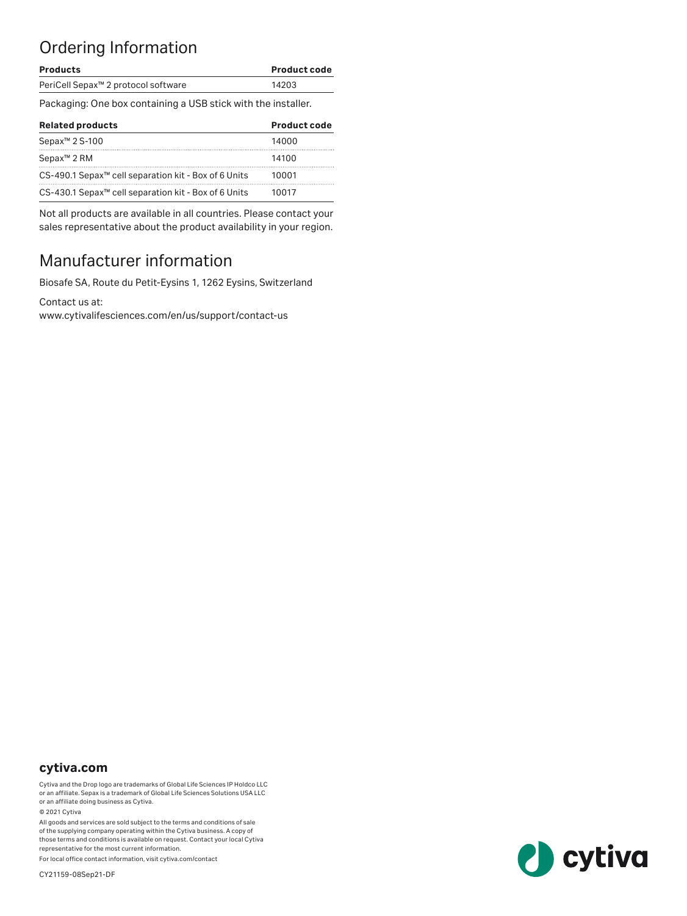## Ordering Information

| Products | Product code |
| --- | --- |
| PeriCell Sepax™ 2 protocol software | 14203 |

Packaging: One box containing a USB stick with the installer.

| Related products | Product code |
| --- | --- |
| Sepax™ 2 S-100 | 14000 |
| Sepax™ 2 RM | 14100 |
| CS-490.1 Sepax™ cell separation kit - Box of 6 Units | 10001 |
| CS-430.1 Sepax™ cell separation kit - Box of 6 Units | 10017 |

Not all products are available in all countries. Please contact your sales representative about the product availability in your region.

## Manufacturer information

Biosafe SA, Route du Petit-Eysins 1, 1262 Eysins, Switzerland

Contact us at:
www.cytivalifesciences.com/en/us/support/contact-us

**cytiva.com**

Cytiva and the Drop logo are trademarks of Global Life Sciences IP Holdco LLC or an affiliate. Sepax is a trademark of Global Life Sciences Solutions USA LLC or an affiliate doing business as Cytiva.

© 2021 Cytiva

All goods and services are sold subject to the terms and conditions of sale of the supplying company operating within the Cytiva business. A copy of those terms and conditions is available on request. Contact your local Cytiva representative for the most current information.

For local office contact information, visit cytiva.com/contact

CY21159-08Sep21-DF